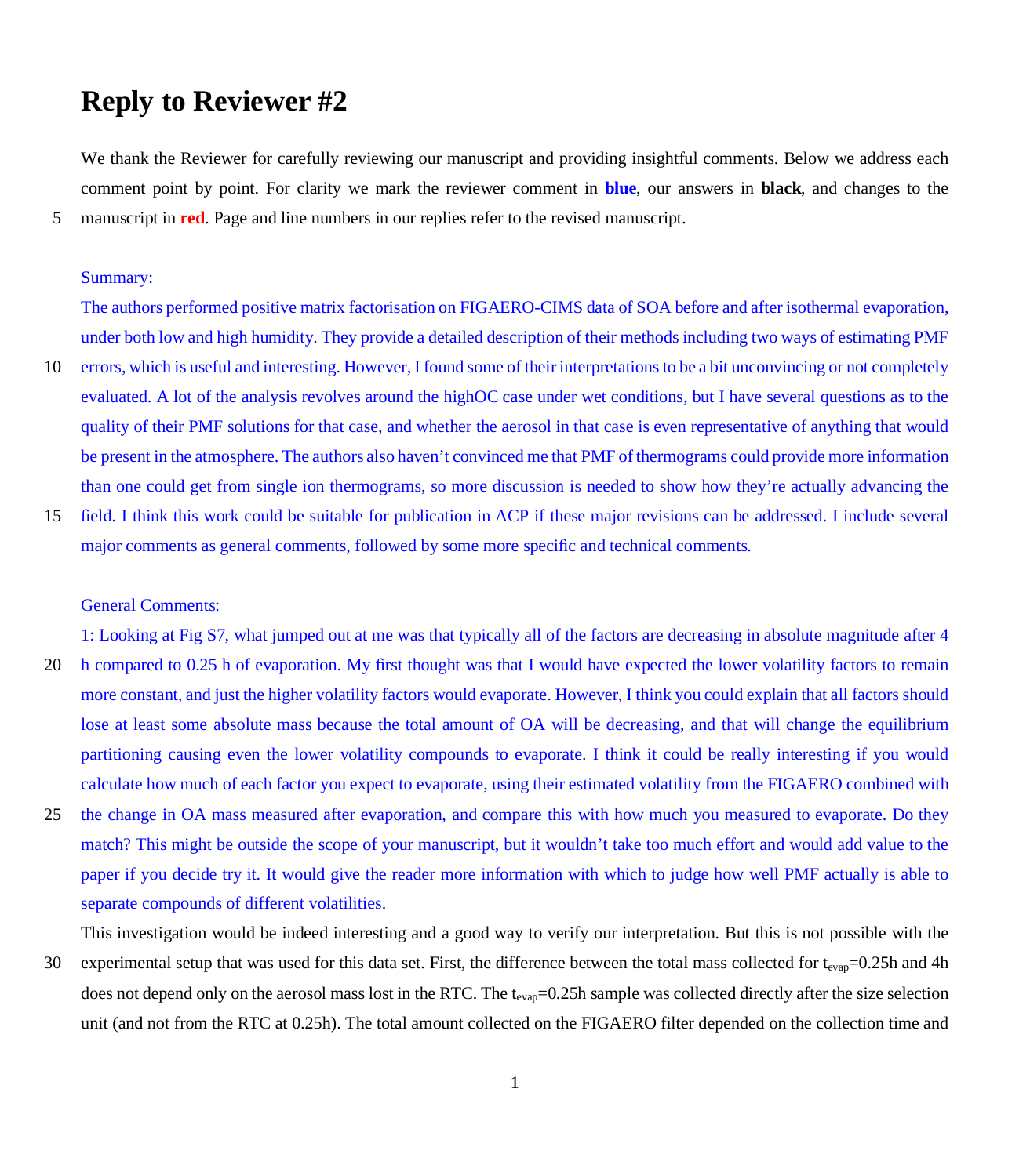# Reply to Reviewer #2

We thank the Reviewer for carefully reviewing our manuscript and providing insightful comments. Below we address each comment point by point. For clarity we mark the reviewer comment in **blue**, our answers in **black**, and changes to the manuscript in **red**. Page and line numbers in our replies refer to the revised manuscript.

Summary:

The authors performed positive matrix factorisation on FIGAERO-CIMS data of SOA before and after isothermal evaporation, under both low and high humidity. They provide a detailed description of their methods including two ways of estimating PMF errors, which is useful and interesting. However, I found some of their interpretations to be a bit unconvincing or not completely evaluated. A lot of the analysis revolves around the highOC case under wet conditions, but I have several questions as to the quality of their PMF solutions for that case, and whether the aerosol in that case is even representative of anything that would be present in the atmosphere. The authors also haven't convinced me that PMF of thermograms could provide more information than one could get from single ion thermograms, so more discussion is needed to show how they're actually advancing the field. I think this work could be suitable for publication in ACP if these major revisions can be addressed. I include several major comments as general comments, followed by some more specific and technical comments.

General Comments:

1: Looking at Fig S7, what jumped out at me was that typically all of the factors are decreasing in absolute magnitude after 4 h compared to 0.25 h of evaporation. My first thought was that I would have expected the lower volatility factors to remain more constant, and just the higher volatility factors would evaporate. However, I think you could explain that all factors should lose at least some absolute mass because the total amount of OA will be decreasing, and that will change the equilibrium partitioning causing even the lower volatility compounds to evaporate. I think it could be really interesting if you would calculate how much of each factor you expect to evaporate, using their estimated volatility from the FIGAERO combined with the change in OA mass measured after evaporation, and compare this with how much you measured to evaporate. Do they match? This might be outside the scope of your manuscript, but it wouldn't take too much effort and would add value to the paper if you decide try it. It would give the reader more information with which to judge how well PMF actually is able to separate compounds of different volatilities.

This investigation would be indeed interesting and a good way to verify our interpretation. But this is not possible with the experimental setup that was used for this data set. First, the difference between the total mass collected for $t_{evap}$=0.25h and 4h does not depend only on the aerosol mass lost in the RTC. The $t_{evap}$=0.25h sample was collected directly after the size selection unit (and not from the RTC at 0.25h). The total amount collected on the FIGAERO filter depended on the collection time and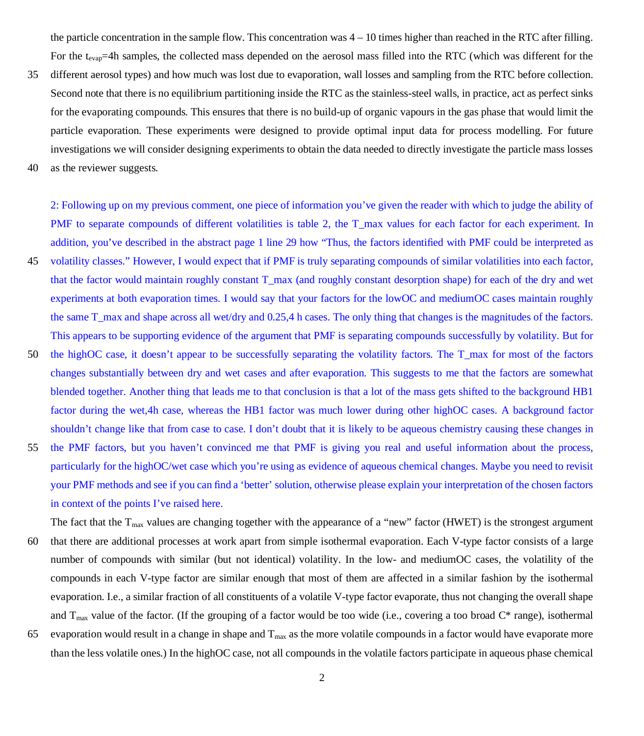the particle concentration in the sample flow. This concentration was 4 – 10 times higher than reached in the RTC after filling. For the $t_{evap}$=4h samples, the collected mass depended on the aerosol mass filled into the RTC (which was different for the different aerosol types) and how much was lost due to evaporation, wall losses and sampling from the RTC before collection. Second note that there is no equilibrium partitioning inside the RTC as the stainless-steel walls, in practice, act as perfect sinks for the evaporating compounds. This ensures that there is no build-up of organic vapours in the gas phase that would limit the particle evaporation. These experiments were designed to provide optimal input data for process modelling. For future investigations we will consider designing experiments to obtain the data needed to directly investigate the particle mass losses as the reviewer suggests.

2: Following up on my previous comment, one piece of information you've given the reader with which to judge the ability of PMF to separate compounds of different volatilities is table 2, the T_max values for each factor for each experiment. In addition, you've described in the abstract page 1 line 29 how "Thus, the factors identified with PMF could be interpreted as volatility classes." However, I would expect that if PMF is truly separating compounds of similar volatilities into each factor, that the factor would maintain roughly constant T_max (and roughly constant desorption shape) for each of the dry and wet experiments at both evaporation times. I would say that your factors for the lowOC and mediumOC cases maintain roughly the same T_max and shape across all wet/dry and 0.25,4 h cases. The only thing that changes is the magnitudes of the factors. This appears to be supporting evidence of the argument that PMF is separating compounds successfully by volatility. But for the highOC case, it doesn't appear to be successfully separating the volatility factors. The T_max for most of the factors changes substantially between dry and wet cases and after evaporation. This suggests to me that the factors are somewhat blended together. Another thing that leads me to that conclusion is that a lot of the mass gets shifted to the background HB1 factor during the wet,4h case, whereas the HB1 factor was much lower during other highOC cases. A background factor shouldn't change like that from case to case. I don't doubt that it is likely to be aqueous chemistry causing these changes in the PMF factors, but you haven't convinced me that PMF is giving you real and useful information about the process, particularly for the highOC/wet case which you're using as evidence of aqueous chemical changes. Maybe you need to revisit your PMF methods and see if you can find a 'better' solution, otherwise please explain your interpretation of the chosen factors in context of the points I've raised here.

The fact that the $T_{max}$ values are changing together with the appearance of a "new" factor (HWET) is the strongest argument that there are additional processes at work apart from simple isothermal evaporation. Each V-type factor consists of a large number of compounds with similar (but not identical) volatility. In the low- and mediumOC cases, the volatility of the compounds in each V-type factor are similar enough that most of them are affected in a similar fashion by the isothermal evaporation. I.e., a similar fraction of all constituents of a volatile V-type factor evaporate, thus not changing the overall shape and $T_{max}$ value of the factor. (If the grouping of a factor would be too wide (i.e., covering a too broad C* range), isothermal evaporation would result in a change in shape and $T_{max}$ as the more volatile compounds in a factor would have evaporate more than the less volatile ones.) In the highOC case, not all compounds in the volatile factors participate in aqueous phase chemical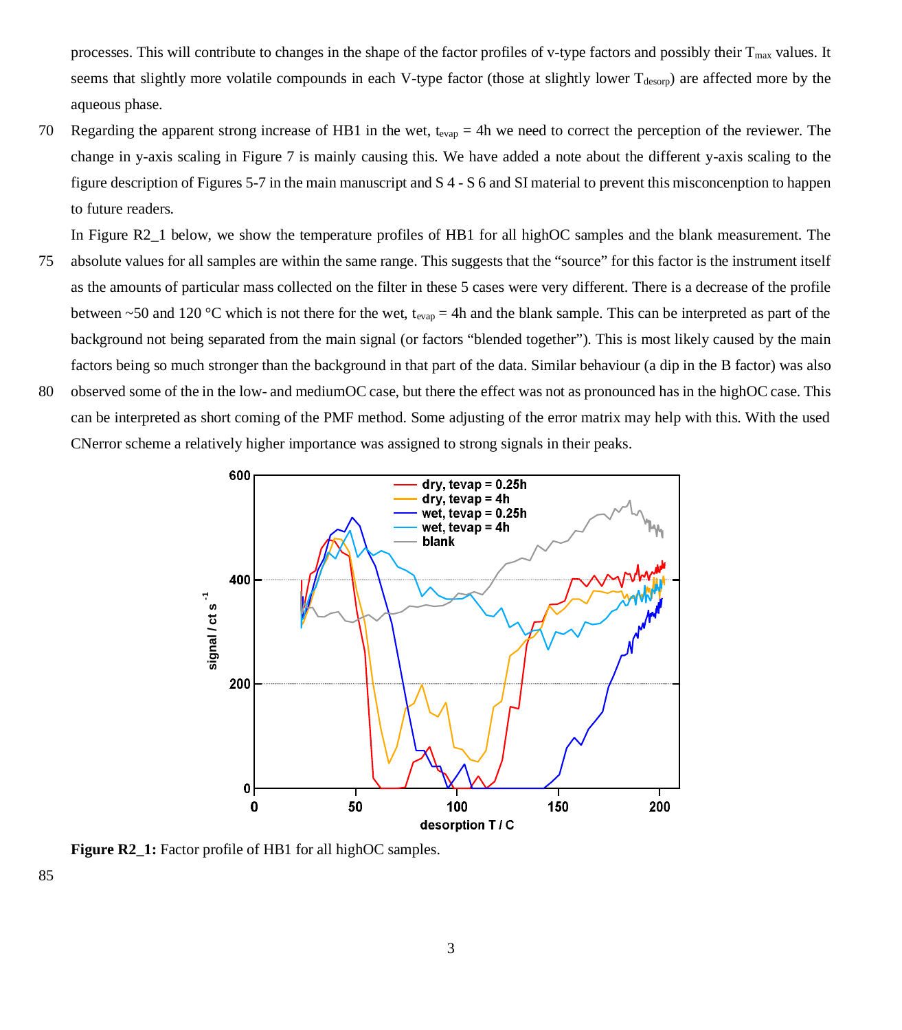processes. This will contribute to changes in the shape of the factor profiles of v-type factors and possibly their $T_{max}$ values. It seems that slightly more volatile compounds in each V-type factor (those at slightly lower $T_{desorp}$) are affected more by the aqueous phase.

Regarding the apparent strong increase of HB1 in the wet, $t_{evap}$ = 4h we need to correct the perception of the reviewer. The change in y-axis scaling in Figure 7 is mainly causing this. We have added a note about the different y-axis scaling to the figure description of Figures 5-7 in the main manuscript and S 4 - S 6 and SI material to prevent this misconcenption to happen to future readers.

In Figure R2_1 below, we show the temperature profiles of HB1 for all highOC samples and the blank measurement. The absolute values for all samples are within the same range. This suggests that the "source" for this factor is the instrument itself as the amounts of particular mass collected on the filter in these 5 cases were very different. There is a decrease of the profile between ~50 and 120 °C which is not there for the wet, $t_{evap}$ = 4h and the blank sample. This can be interpreted as part of the background not being separated from the main signal (or factors "blended together"). This is most likely caused by the main factors being so much stronger than the background in that part of the data. Similar behaviour (a dip in the B factor) was also observed some of the in the low- and mediumOC case, but there the effect was not as pronounced has in the highOC case. This can be interpreted as short coming of the PMF method. Some adjusting of the error matrix may help with this. With the used CNerror scheme a relatively higher importance was assigned to strong signals in their peaks.

**Figure R2_1:** Factor profile of HB1 for all highOC samples.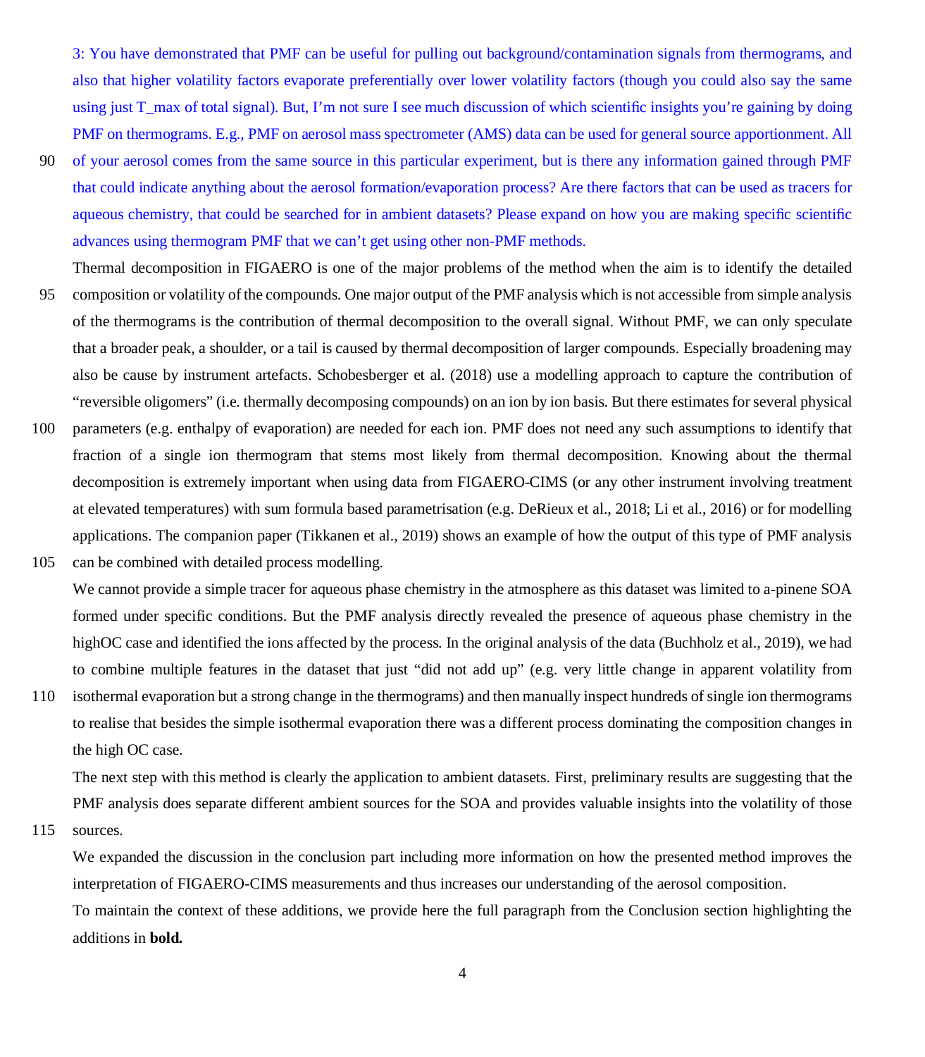3: You have demonstrated that PMF can be useful for pulling out background/contamination signals from thermograms, and also that higher volatility factors evaporate preferentially over lower volatility factors (though you could also say the same using just T_max of total signal). But, I'm not sure I see much discussion of which scientific insights you're gaining by doing PMF on thermograms. E.g., PMF on aerosol mass spectrometer (AMS) data can be used for general source apportionment. All of your aerosol comes from the same source in this particular experiment, but is there any information gained through PMF that could indicate anything about the aerosol formation/evaporation process? Are there factors that can be used as tracers for aqueous chemistry, that could be searched for in ambient datasets? Please expand on how you are making specific scientific advances using thermogram PMF that we can't get using other non-PMF methods.

Thermal decomposition in FIGAERO is one of the major problems of the method when the aim is to identify the detailed composition or volatility of the compounds. One major output of the PMF analysis which is not accessible from simple analysis of the thermograms is the contribution of thermal decomposition to the overall signal. Without PMF, we can only speculate that a broader peak, a shoulder, or a tail is caused by thermal decomposition of larger compounds. Especially broadening may also be cause by instrument artefacts. Schobesberger et al. (2018) use a modelling approach to capture the contribution of "reversible oligomers" (i.e. thermally decomposing compounds) on an ion by ion basis. But there estimates for several physical parameters (e.g. enthalpy of evaporation) are needed for each ion. PMF does not need any such assumptions to identify that fraction of a single ion thermogram that stems most likely from thermal decomposition. Knowing about the thermal decomposition is extremely important when using data from FIGAERO-CIMS (or any other instrument involving treatment at elevated temperatures) with sum formula based parametrisation (e.g. DeRieux et al., 2018; Li et al., 2016) or for modelling applications. The companion paper (Tikkanen et al., 2019) shows an example of how the output of this type of PMF analysis can be combined with detailed process modelling.

We cannot provide a simple tracer for aqueous phase chemistry in the atmosphere as this dataset was limited to a-pinene SOA formed under specific conditions. But the PMF analysis directly revealed the presence of aqueous phase chemistry in the highOC case and identified the ions affected by the process. In the original analysis of the data (Buchholz et al., 2019), we had to combine multiple features in the dataset that just "did not add up" (e.g. very little change in apparent volatility from isothermal evaporation but a strong change in the thermograms) and then manually inspect hundreds of single ion thermograms to realise that besides the simple isothermal evaporation there was a different process dominating the composition changes in the high OC case.

The next step with this method is clearly the application to ambient datasets. First, preliminary results are suggesting that the PMF analysis does separate different ambient sources for the SOA and provides valuable insights into the volatility of those sources.

We expanded the discussion in the conclusion part including more information on how the presented method improves the interpretation of FIGAERO-CIMS measurements and thus increases our understanding of the aerosol composition.

To maintain the context of these additions, we provide here the full paragraph from the Conclusion section highlighting the additions in **bold.**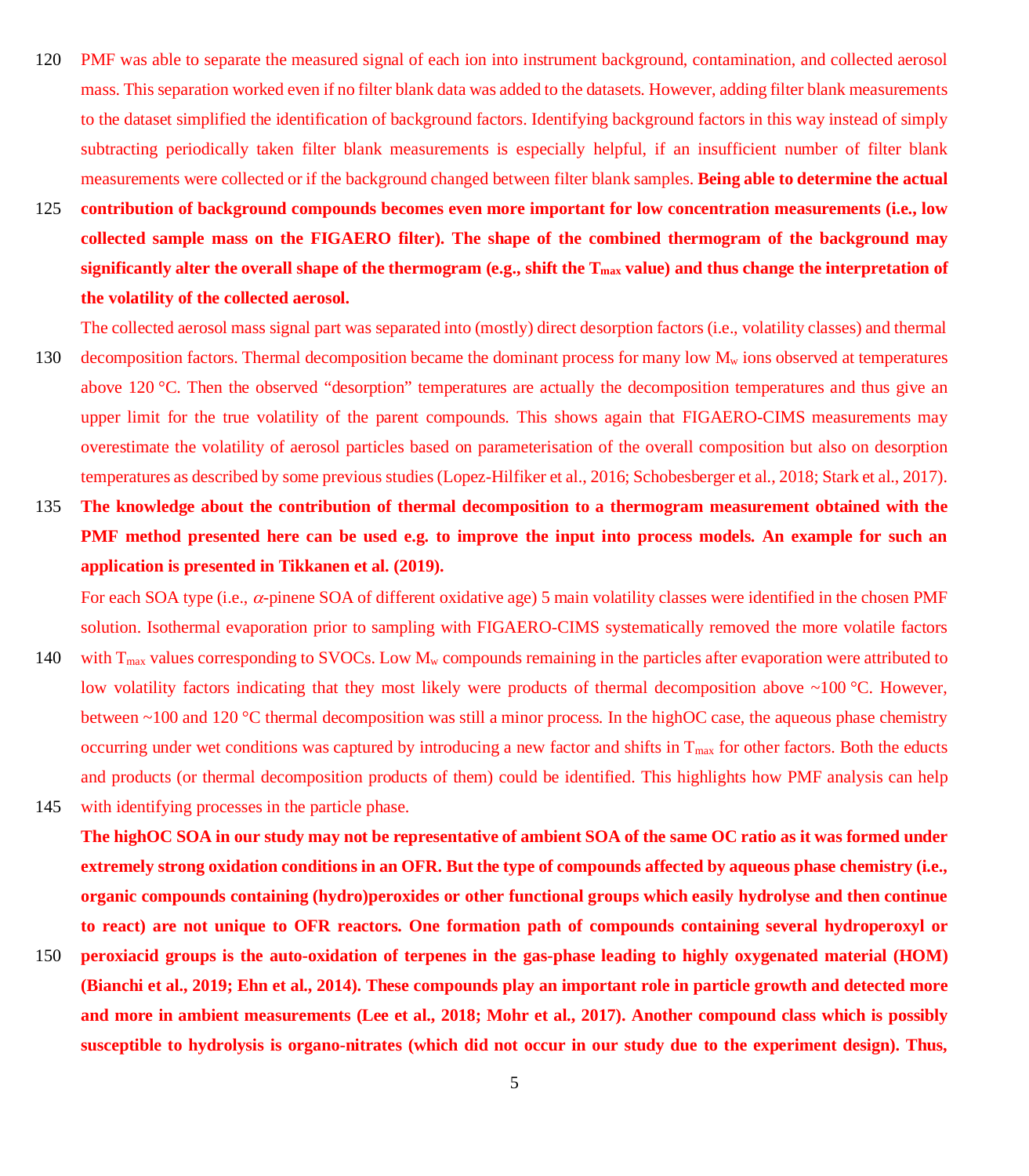PMF was able to separate the measured signal of each ion into instrument background, contamination, and collected aerosol mass. This separation worked even if no filter blank data was added to the datasets. However, adding filter blank measurements to the dataset simplified the identification of background factors. Identifying background factors in this way instead of simply subtracting periodically taken filter blank measurements is especially helpful, if an insufficient number of filter blank measurements were collected or if the background changed between filter blank samples. **Being able to determine the actual contribution of background compounds becomes even more important for low concentration measurements (i.e., low collected sample mass on the FIGAERO filter). The shape of the combined thermogram of the background may significantly alter the overall shape of the thermogram (e.g., shift the $T_{max}$ value) and thus change the interpretation of the volatility of the collected aerosol.**

The collected aerosol mass signal part was separated into (mostly) direct desorption factors (i.e., volatility classes) and thermal decomposition factors. Thermal decomposition became the dominant process for many low $M_w$ ions observed at temperatures above 120 °C. Then the observed "desorption" temperatures are actually the decomposition temperatures and thus give an upper limit for the true volatility of the parent compounds. This shows again that FIGAERO-CIMS measurements may overestimate the volatility of aerosol particles based on parameterisation of the overall composition but also on desorption temperatures as described by some previous studies (Lopez-Hilfiker et al., 2016; Schobesberger et al., 2018; Stark et al., 2017). **The knowledge about the contribution of thermal decomposition to a thermogram measurement obtained with the PMF method presented here can be used e.g. to improve the input into process models. An example for such an application is presented in Tikkanen et al. (2019).**

For each SOA type (i.e., $\alpha$-pinene SOA of different oxidative age) 5 main volatility classes were identified in the chosen PMF solution. Isothermal evaporation prior to sampling with FIGAERO-CIMS systematically removed the more volatile factors with $T_{max}$ values corresponding to SVOCs. Low $M_w$ compounds remaining in the particles after evaporation were attributed to low volatility factors indicating that they most likely were products of thermal decomposition above ~100 °C. However, between ~100 and 120 °C thermal decomposition was still a minor process. In the highOC case, the aqueous phase chemistry occurring under wet conditions was captured by introducing a new factor and shifts in $T_{max}$ for other factors. Both the educts and products (or thermal decomposition products of them) could be identified. This highlights how PMF analysis can help with identifying processes in the particle phase.

**The highOC SOA in our study may not be representative of ambient SOA of the same OC ratio as it was formed under extremely strong oxidation conditions in an OFR. But the type of compounds affected by aqueous phase chemistry (i.e., organic compounds containing (hydro)peroxides or other functional groups which easily hydrolyse and then continue to react) are not unique to OFR reactors. One formation path of compounds containing several hydroperoxyl or peroxiacid groups is the auto-oxidation of terpenes in the gas-phase leading to highly oxygenated material (HOM) (Bianchi et al., 2019; Ehn et al., 2014). These compounds play an important role in particle growth and detected more and more in ambient measurements (Lee et al., 2018; Mohr et al., 2017). Another compound class which is possibly susceptible to hydrolysis is organo-nitrates (which did not occur in our study due to the experiment design). Thus,**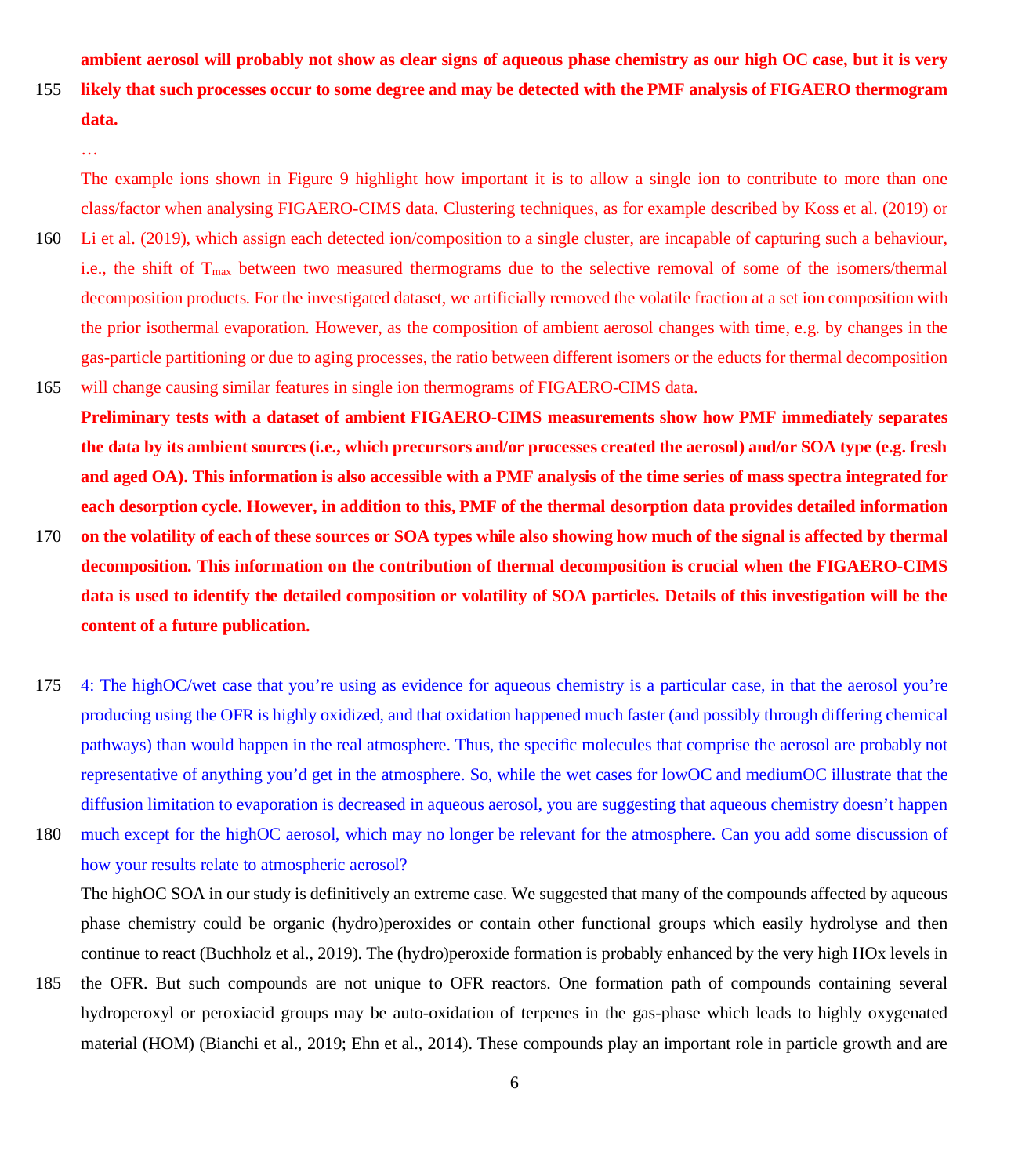**ambient aerosol will probably not show as clear signs of aqueous phase chemistry as our high OC case, but it is very likely that such processes occur to some degree and may be detected with the PMF analysis of FIGAERO thermogram data.**

…

The example ions shown in Figure 9 highlight how important it is to allow a single ion to contribute to more than one class/factor when analysing FIGAERO-CIMS data. Clustering techniques, as for example described by Koss et al. (2019) or Li et al. (2019), which assign each detected ion/composition to a single cluster, are incapable of capturing such a behaviour, i.e., the shift of $T_{max}$ between two measured thermograms due to the selective removal of some of the isomers/thermal decomposition products. For the investigated dataset, we artificially removed the volatile fraction at a set ion composition with the prior isothermal evaporation. However, as the composition of ambient aerosol changes with time, e.g. by changes in the gas-particle partitioning or due to aging processes, the ratio between different isomers or the educts for thermal decomposition will change causing similar features in single ion thermograms of FIGAERO-CIMS data.

**Preliminary tests with a dataset of ambient FIGAERO-CIMS measurements show how PMF immediately separates the data by its ambient sources (i.e., which precursors and/or processes created the aerosol) and/or SOA type (e.g. fresh and aged OA). This information is also accessible with a PMF analysis of the time series of mass spectra integrated for each desorption cycle. However, in addition to this, PMF of the thermal desorption data provides detailed information on the volatility of each of these sources or SOA types while also showing how much of the signal is affected by thermal decomposition. This information on the contribution of thermal decomposition is crucial when the FIGAERO-CIMS data is used to identify the detailed composition or volatility of SOA particles. Details of this investigation will be the content of a future publication.**

4: The highOC/wet case that you're using as evidence for aqueous chemistry is a particular case, in that the aerosol you're producing using the OFR is highly oxidized, and that oxidation happened much faster (and possibly through differing chemical pathways) than would happen in the real atmosphere. Thus, the specific molecules that comprise the aerosol are probably not representative of anything you'd get in the atmosphere. So, while the wet cases for lowOC and mediumOC illustrate that the diffusion limitation to evaporation is decreased in aqueous aerosol, you are suggesting that aqueous chemistry doesn't happen much except for the highOC aerosol, which may no longer be relevant for the atmosphere. Can you add some discussion of how your results relate to atmospheric aerosol?

The highOC SOA in our study is definitively an extreme case. We suggested that many of the compounds affected by aqueous phase chemistry could be organic (hydro)peroxides or contain other functional groups which easily hydrolyse and then continue to react (Buchholz et al., 2019). The (hydro)peroxide formation is probably enhanced by the very high HOx levels in the OFR. But such compounds are not unique to OFR reactors. One formation path of compounds containing several hydroperoxyl or peroxiacid groups may be auto-oxidation of terpenes in the gas-phase which leads to highly oxygenated material (HOM) (Bianchi et al., 2019; Ehn et al., 2014). These compounds play an important role in particle growth and are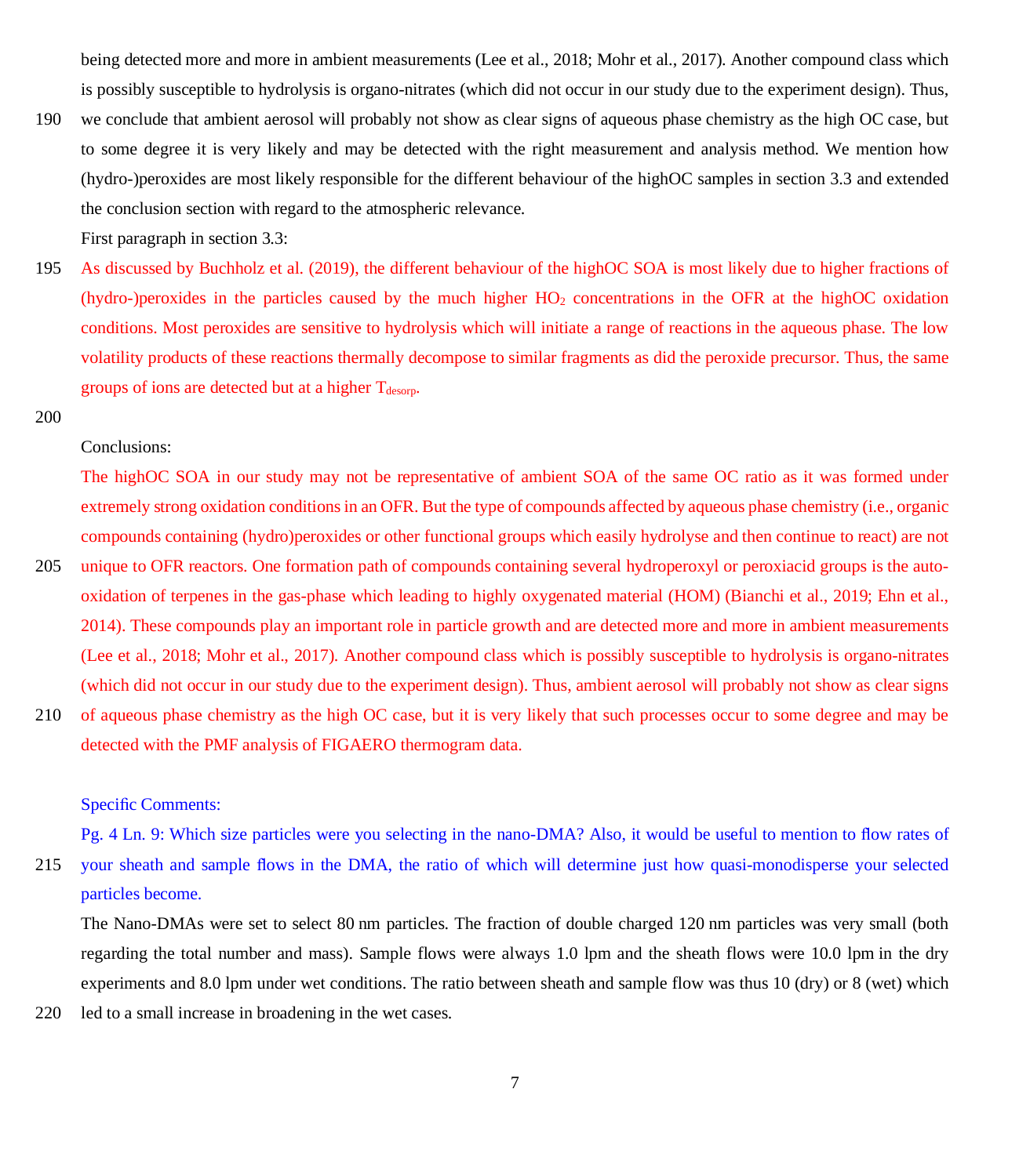being detected more and more in ambient measurements (Lee et al., 2018; Mohr et al., 2017). Another compound class which is possibly susceptible to hydrolysis is organo-nitrates (which did not occur in our study due to the experiment design). Thus, we conclude that ambient aerosol will probably not show as clear signs of aqueous phase chemistry as the high OC case, but to some degree it is very likely and may be detected with the right measurement and analysis method. We mention how (hydro-)peroxides are most likely responsible for the different behaviour of the highOC samples in section 3.3 and extended the conclusion section with regard to the atmospheric relevance.

First paragraph in section 3.3:

As discussed by Buchholz et al. (2019), the different behaviour of the highOC SOA is most likely due to higher fractions of (hydro-)peroxides in the particles caused by the much higher $HO_2$ concentrations in the OFR at the highOC oxidation conditions. Most peroxides are sensitive to hydrolysis which will initiate a range of reactions in the aqueous phase. The low volatility products of these reactions thermally decompose to similar fragments as did the peroxide precursor. Thus, the same groups of ions are detected but at a higher $T_{desorp}$.

Conclusions:

The highOC SOA in our study may not be representative of ambient SOA of the same OC ratio as it was formed under extremely strong oxidation conditions in an OFR. But the type of compounds affected by aqueous phase chemistry (i.e., organic compounds containing (hydro)peroxides or other functional groups which easily hydrolyse and then continue to react) are not unique to OFR reactors. One formation path of compounds containing several hydroperoxyl or peroxiacid groups is the auto-oxidation of terpenes in the gas-phase which leading to highly oxygenated material (HOM) (Bianchi et al., 2019; Ehn et al., 2014). These compounds play an important role in particle growth and are detected more and more in ambient measurements (Lee et al., 2018; Mohr et al., 2017). Another compound class which is possibly susceptible to hydrolysis is organo-nitrates (which did not occur in our study due to the experiment design). Thus, ambient aerosol will probably not show as clear signs of aqueous phase chemistry as the high OC case, but it is very likely that such processes occur to some degree and may be detected with the PMF analysis of FIGAERO thermogram data.

Specific Comments:

Pg. 4 Ln. 9: Which size particles were you selecting in the nano-DMA? Also, it would be useful to mention to flow rates of your sheath and sample flows in the DMA, the ratio of which will determine just how quasi-monodisperse your selected particles become.

The Nano-DMAs were set to select 80 nm particles. The fraction of double charged 120 nm particles was very small (both regarding the total number and mass). Sample flows were always 1.0 lpm and the sheath flows were 10.0 lpm in the dry experiments and 8.0 lpm under wet conditions. The ratio between sheath and sample flow was thus 10 (dry) or 8 (wet) which led to a small increase in broadening in the wet cases.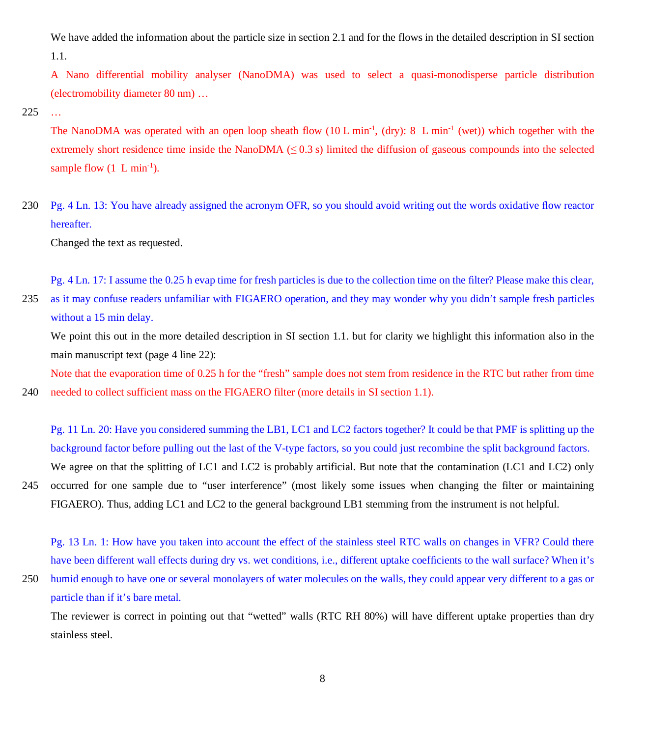We have added the information about the particle size in section 2.1 and for the flows in the detailed description in SI section 1.1.

A Nano differential mobility analyser (NanoDMA) was used to select a quasi-monodisperse particle distribution (electromobility diameter 80 nm) …

…

The NanoDMA was operated with an open loop sheath flow (10 L min$^{-1}$, (dry): 8 L min$^{-1}$ (wet)) which together with the extremely short residence time inside the NanoDMA ($\leq$ 0.3 s) limited the diffusion of gaseous compounds into the selected sample flow (1 L min$^{-1}$).

Pg. 4 Ln. 13: You have already assigned the acronym OFR, so you should avoid writing out the words oxidative flow reactor hereafter.

Changed the text as requested.

Pg. 4 Ln. 17: I assume the 0.25 h evap time for fresh particles is due to the collection time on the filter? Please make this clear, as it may confuse readers unfamiliar with FIGAERO operation, and they may wonder why you didn't sample fresh particles without a 15 min delay.

We point this out in the more detailed description in SI section 1.1. but for clarity we highlight this information also in the main manuscript text (page 4 line 22):

Note that the evaporation time of 0.25 h for the "fresh" sample does not stem from residence in the RTC but rather from time needed to collect sufficient mass on the FIGAERO filter (more details in SI section 1.1).

Pg. 11 Ln. 20: Have you considered summing the LB1, LC1 and LC2 factors together? It could be that PMF is splitting up the background factor before pulling out the last of the V-type factors, so you could just recombine the split background factors.

We agree on that the splitting of LC1 and LC2 is probably artificial. But note that the contamination (LC1 and LC2) only occurred for one sample due to "user interference" (most likely some issues when changing the filter or maintaining FIGAERO). Thus, adding LC1 and LC2 to the general background LB1 stemming from the instrument is not helpful.

Pg. 13 Ln. 1: How have you taken into account the effect of the stainless steel RTC walls on changes in VFR? Could there have been different wall effects during dry vs. wet conditions, i.e., different uptake coefficients to the wall surface? When it's humid enough to have one or several monolayers of water molecules on the walls, they could appear very different to a gas or particle than if it's bare metal.

The reviewer is correct in pointing out that "wetted" walls (RTC RH 80%) will have different uptake properties than dry stainless steel.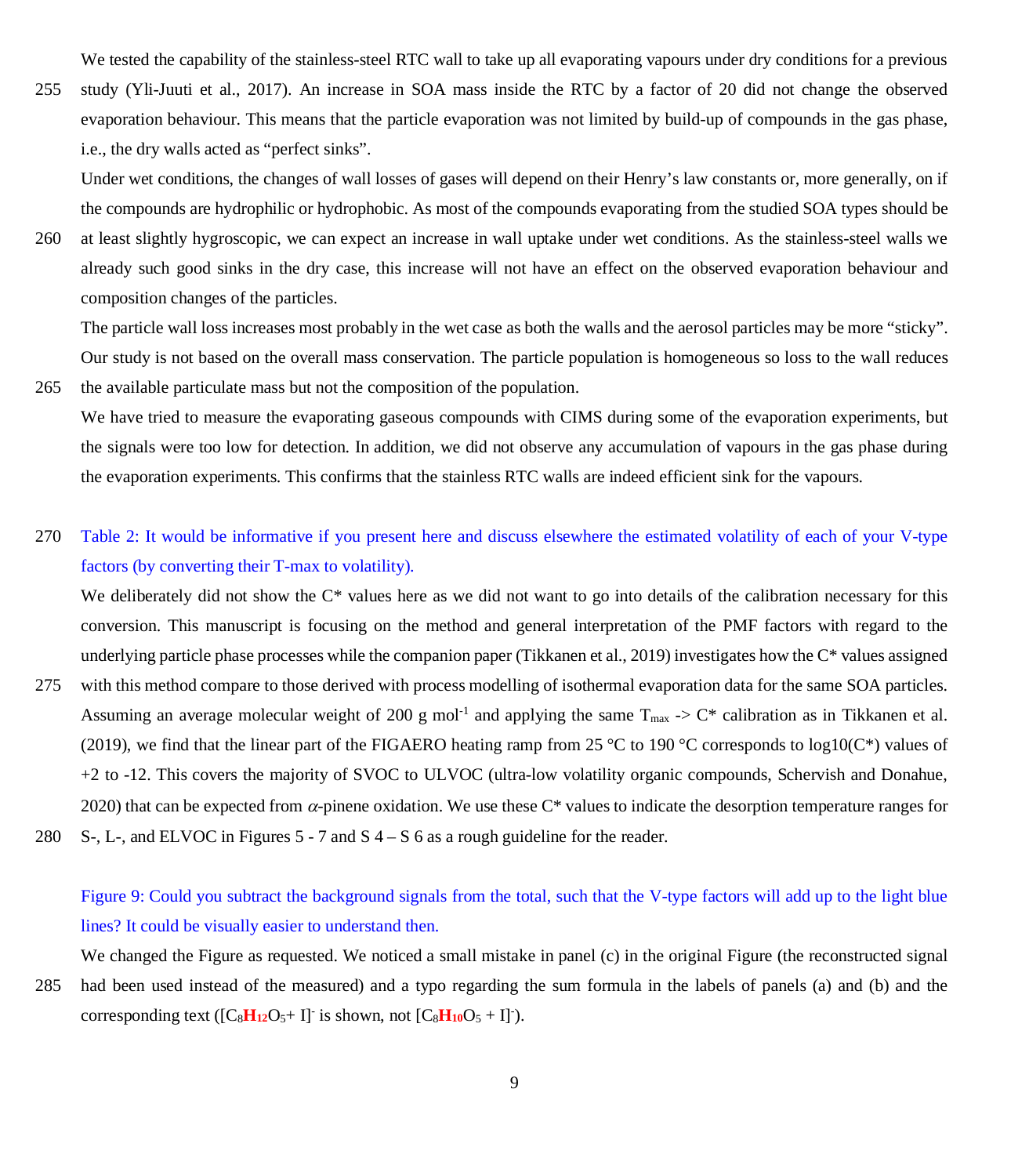We tested the capability of the stainless-steel RTC wall to take up all evaporating vapours under dry conditions for a previous study (Yli-Juuti et al., 2017). An increase in SOA mass inside the RTC by a factor of 20 did not change the observed evaporation behaviour. This means that the particle evaporation was not limited by build-up of compounds in the gas phase, i.e., the dry walls acted as "perfect sinks".

Under wet conditions, the changes of wall losses of gases will depend on their Henry's law constants or, more generally, on if the compounds are hydrophilic or hydrophobic. As most of the compounds evaporating from the studied SOA types should be at least slightly hygroscopic, we can expect an increase in wall uptake under wet conditions. As the stainless-steel walls we already such good sinks in the dry case, this increase will not have an effect on the observed evaporation behaviour and composition changes of the particles.

The particle wall loss increases most probably in the wet case as both the walls and the aerosol particles may be more "sticky". Our study is not based on the overall mass conservation. The particle population is homogeneous so loss to the wall reduces the available particulate mass but not the composition of the population.

We have tried to measure the evaporating gaseous compounds with CIMS during some of the evaporation experiments, but the signals were too low for detection. In addition, we did not observe any accumulation of vapours in the gas phase during the evaporation experiments. This confirms that the stainless RTC walls are indeed efficient sink for the vapours.

Table 2: It would be informative if you present here and discuss elsewhere the estimated volatility of each of your V-type factors (by converting their T-max to volatility).

We deliberately did not show the C* values here as we did not want to go into details of the calibration necessary for this conversion. This manuscript is focusing on the method and general interpretation of the PMF factors with regard to the underlying particle phase processes while the companion paper (Tikkanen et al., 2019) investigates how the C* values assigned with this method compare to those derived with process modelling of isothermal evaporation data for the same SOA particles. Assuming an average molecular weight of 200 g mol$^{-1}$ and applying the same $T_{max}$ -> C* calibration as in Tikkanen et al. (2019), we find that the linear part of the FIGAERO heating ramp from 25 °C to 190 °C corresponds to log10(C*) values of +2 to -12. This covers the majority of SVOC to ULVOC (ultra-low volatility organic compounds, Schervish and Donahue, 2020) that can be expected from $\alpha$-pinene oxidation. We use these C* values to indicate the desorption temperature ranges for S-, L-, and ELVOC in Figures 5 - 7 and S 4 – S 6 as a rough guideline for the reader.

Figure 9: Could you subtract the background signals from the total, such that the V-type factors will add up to the light blue lines? It could be visually easier to understand then.

We changed the Figure as requested. We noticed a small mistake in panel (c) in the original Figure (the reconstructed signal had been used instead of the measured) and a typo regarding the sum formula in the labels of panels (a) and (b) and the corresponding text ($[C_8H_{12}O_5 + I]^-$ is shown, not $[C_8H_{10}O_5 + I]^-$).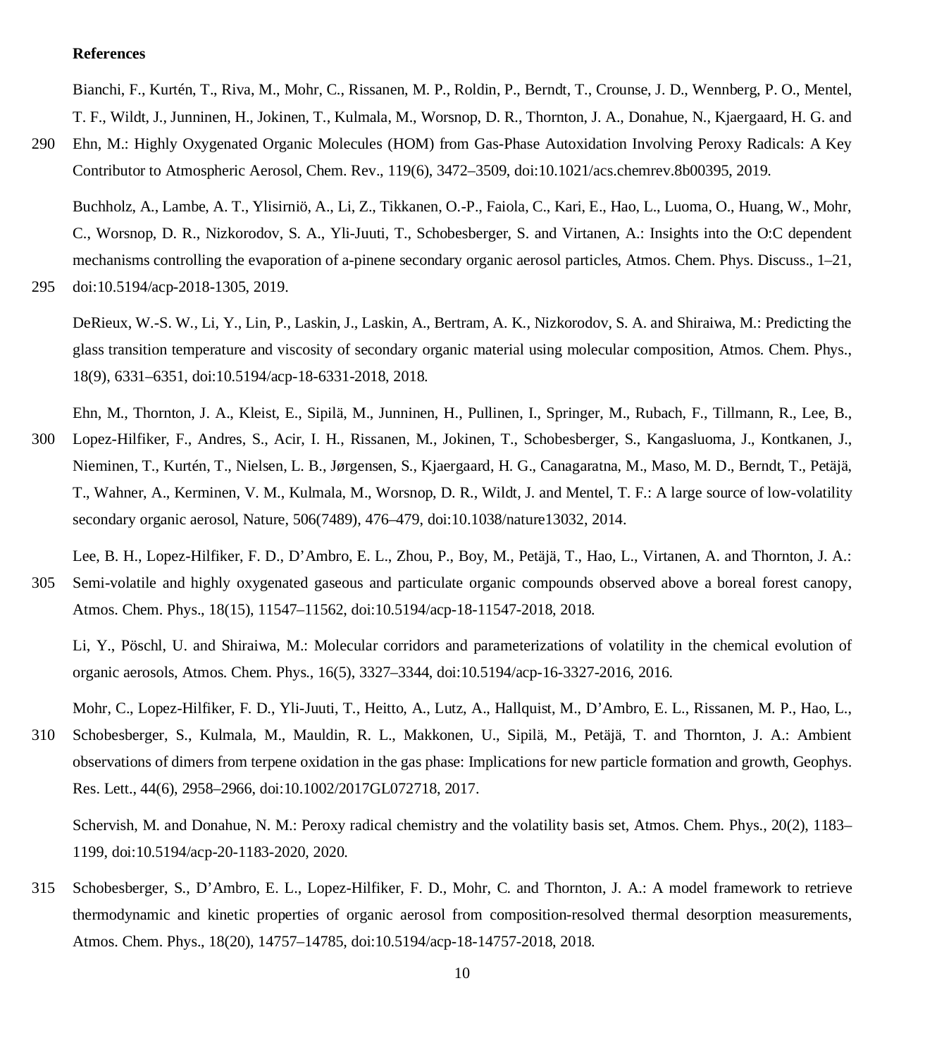**References**

Bianchi, F., Kurtén, T., Riva, M., Mohr, C., Rissanen, M. P., Roldin, P., Berndt, T., Crounse, J. D., Wennberg, P. O., Mentel, T. F., Wildt, J., Junninen, H., Jokinen, T., Kulmala, M., Worsnop, D. R., Thornton, J. A., Donahue, N., Kjaergaard, H. G. and Ehn, M.: Highly Oxygenated Organic Molecules (HOM) from Gas-Phase Autoxidation Involving Peroxy Radicals: A Key Contributor to Atmospheric Aerosol, Chem. Rev., 119(6), 3472–3509, doi:10.1021/acs.chemrev.8b00395, 2019.

Buchholz, A., Lambe, A. T., Ylisirniö, A., Li, Z., Tikkanen, O.-P., Faiola, C., Kari, E., Hao, L., Luoma, O., Huang, W., Mohr, C., Worsnop, D. R., Nizkorodov, S. A., Yli-Juuti, T., Schobesberger, S. and Virtanen, A.: Insights into the O:C dependent mechanisms controlling the evaporation of a-pinene secondary organic aerosol particles, Atmos. Chem. Phys. Discuss., 1–21, doi:10.5194/acp-2018-1305, 2019.

DeRieux, W.-S. W., Li, Y., Lin, P., Laskin, J., Laskin, A., Bertram, A. K., Nizkorodov, S. A. and Shiraiwa, M.: Predicting the glass transition temperature and viscosity of secondary organic material using molecular composition, Atmos. Chem. Phys., 18(9), 6331–6351, doi:10.5194/acp-18-6331-2018, 2018.

Ehn, M., Thornton, J. A., Kleist, E., Sipilä, M., Junninen, H., Pullinen, I., Springer, M., Rubach, F., Tillmann, R., Lee, B., Lopez-Hilfiker, F., Andres, S., Acir, I. H., Rissanen, M., Jokinen, T., Schobesberger, S., Kangasluoma, J., Kontkanen, J., Nieminen, T., Kurtén, T., Nielsen, L. B., Jørgensen, S., Kjaergaard, H. G., Canagaratna, M., Maso, M. D., Berndt, T., Petäjä, T., Wahner, A., Kerminen, V. M., Kulmala, M., Worsnop, D. R., Wildt, J. and Mentel, T. F.: A large source of low-volatility secondary organic aerosol, Nature, 506(7489), 476–479, doi:10.1038/nature13032, 2014.

Lee, B. H., Lopez-Hilfiker, F. D., D'Ambro, E. L., Zhou, P., Boy, M., Petäjä, T., Hao, L., Virtanen, A. and Thornton, J. A.: Semi-volatile and highly oxygenated gaseous and particulate organic compounds observed above a boreal forest canopy, Atmos. Chem. Phys., 18(15), 11547–11562, doi:10.5194/acp-18-11547-2018, 2018.

Li, Y., Pöschl, U. and Shiraiwa, M.: Molecular corridors and parameterizations of volatility in the chemical evolution of organic aerosols, Atmos. Chem. Phys., 16(5), 3327–3344, doi:10.5194/acp-16-3327-2016, 2016.

Mohr, C., Lopez-Hilfiker, F. D., Yli-Juuti, T., Heitto, A., Lutz, A., Hallquist, M., D'Ambro, E. L., Rissanen, M. P., Hao, L., Schobesberger, S., Kulmala, M., Mauldin, R. L., Makkonen, U., Sipilä, M., Petäjä, T. and Thornton, J. A.: Ambient observations of dimers from terpene oxidation in the gas phase: Implications for new particle formation and growth, Geophys. Res. Lett., 44(6), 2958–2966, doi:10.1002/2017GL072718, 2017.

Schervish, M. and Donahue, N. M.: Peroxy radical chemistry and the volatility basis set, Atmos. Chem. Phys., 20(2), 1183–1199, doi:10.5194/acp-20-1183-2020, 2020.

Schobesberger, S., D'Ambro, E. L., Lopez-Hilfiker, F. D., Mohr, C. and Thornton, J. A.: A model framework to retrieve thermodynamic and kinetic properties of organic aerosol from composition-resolved thermal desorption measurements, Atmos. Chem. Phys., 18(20), 14757–14785, doi:10.5194/acp-18-14757-2018, 2018.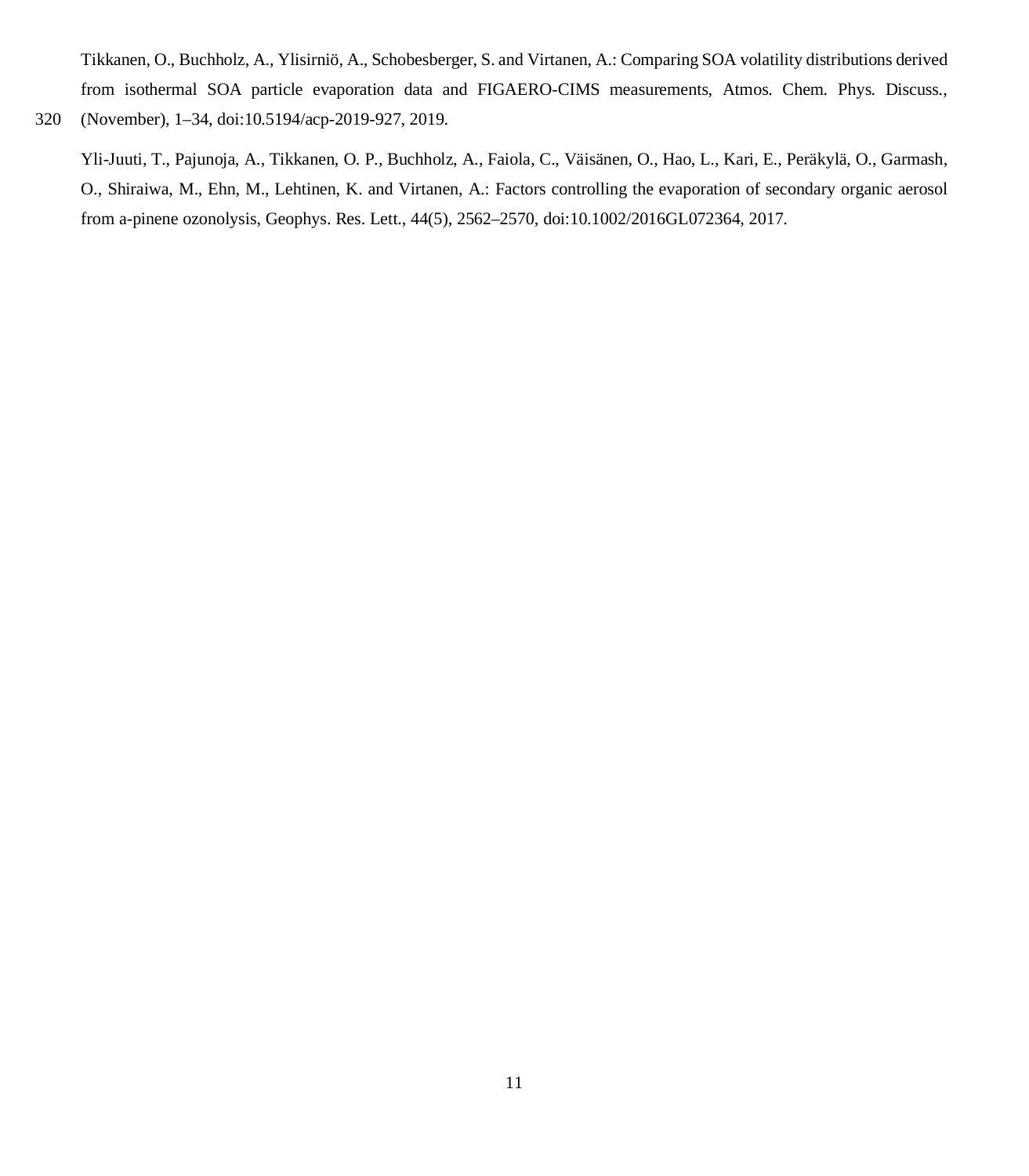Tikkanen, O., Buchholz, A., Ylisirniö, A., Schobesberger, S. and Virtanen, A.: Comparing SOA volatility distributions derived from isothermal SOA particle evaporation data and FIGAERO-CIMS measurements, Atmos. Chem. Phys. Discuss., (November), 1–34, doi:10.5194/acp-2019-927, 2019.

Yli-Juuti, T., Pajunoja, A., Tikkanen, O. P., Buchholz, A., Faiola, C., Väisänen, O., Hao, L., Kari, E., Peräkylä, O., Garmash, O., Shiraiwa, M., Ehn, M., Lehtinen, K. and Virtanen, A.: Factors controlling the evaporation of secondary organic aerosol from a-pinene ozonolysis, Geophys. Res. Lett., 44(5), 2562–2570, doi:10.1002/2016GL072364, 2017.